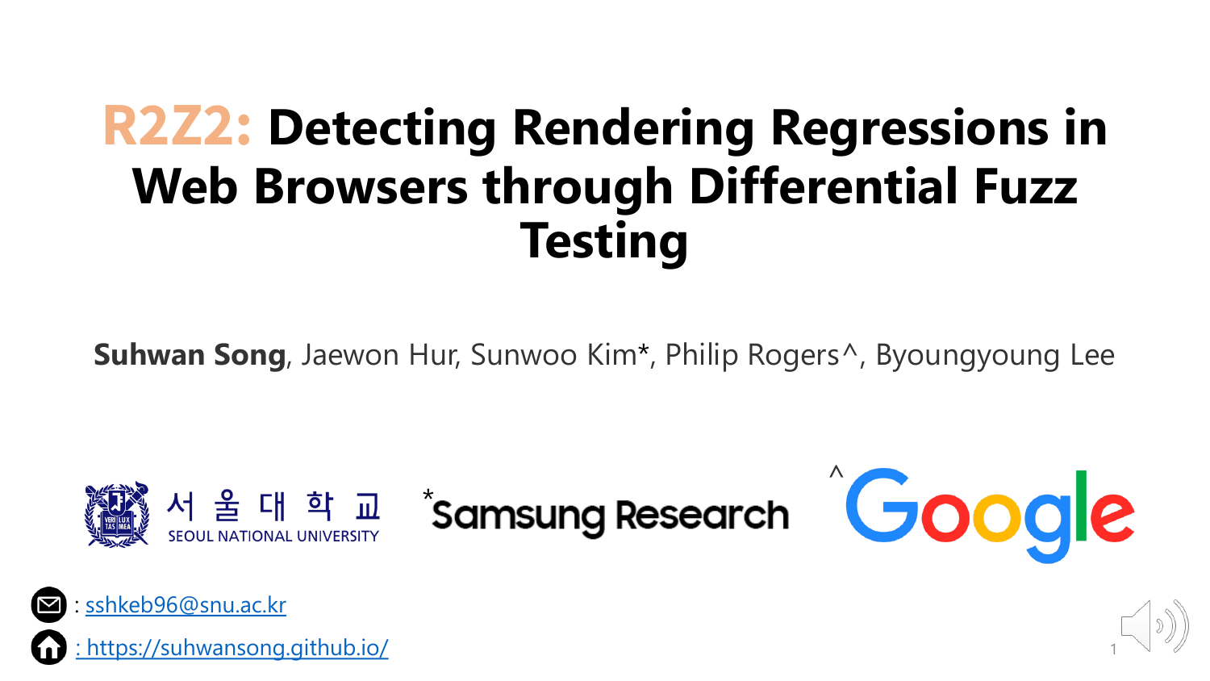# R2Z2: Detecting Rendering Regressions in Web Browsers through Differential Fuzz Testing

**Suhwan Song**, Jaewon Hur, Sunwoo Kim*, Philip Rogers^, Byoungyoung Lee

서울대학교 SEOUL NATIONAL UNIVERSITY

*Samsung Research

^Google

: sshkeb96@snu.ac.kr

: https://suhwansong.github.io/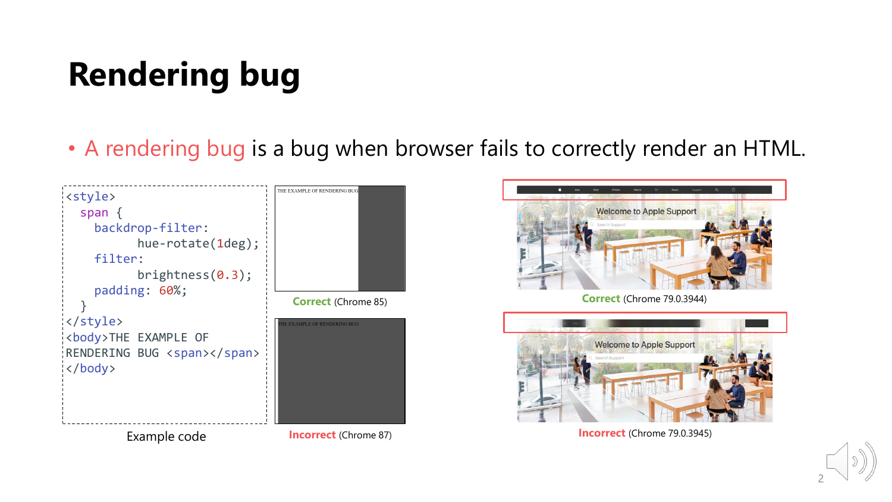# Rendering bug

- A rendering bug is a bug when browser fails to correctly render an HTML.

```
<style>
  span {
    backdrop-filter:
          hue-rotate(1deg);
    filter:
          brightness(0.3);
    padding: 60%;
  }
</style>
<body>THE EXAMPLE OF
RENDERING BUG <span></span>
</body>
```

Example code

THE EXAMPLE OF RENDERING BUG

**Correct** (Chrome 85)

THE EXAMPLE OF RENDERING BUG

**Incorrect** (Chrome 87)

Welcome to Apple Support

Search Support

**Correct** (Chrome 79.0.3944)

Welcome to Apple Support

Search Support

**Incorrect** (Chrome 79.0.3945)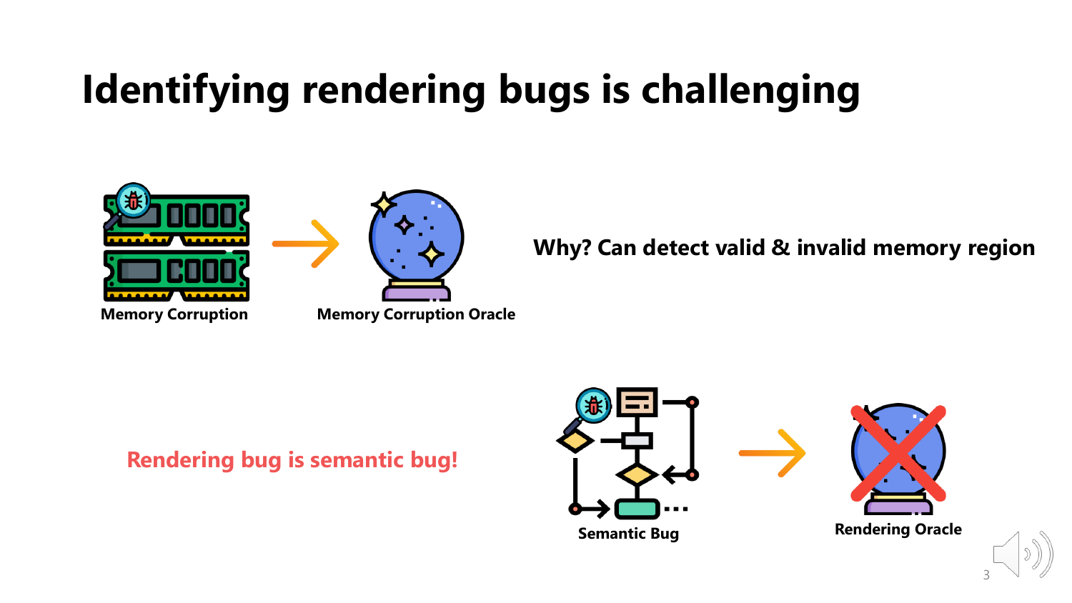# Identifying rendering bugs is challenging

Memory Corruption → Memory Corruption Oracle

**Why? Can detect valid & invalid memory region**

**Rendering bug is semantic bug!**

Semantic Bug → Rendering Oracle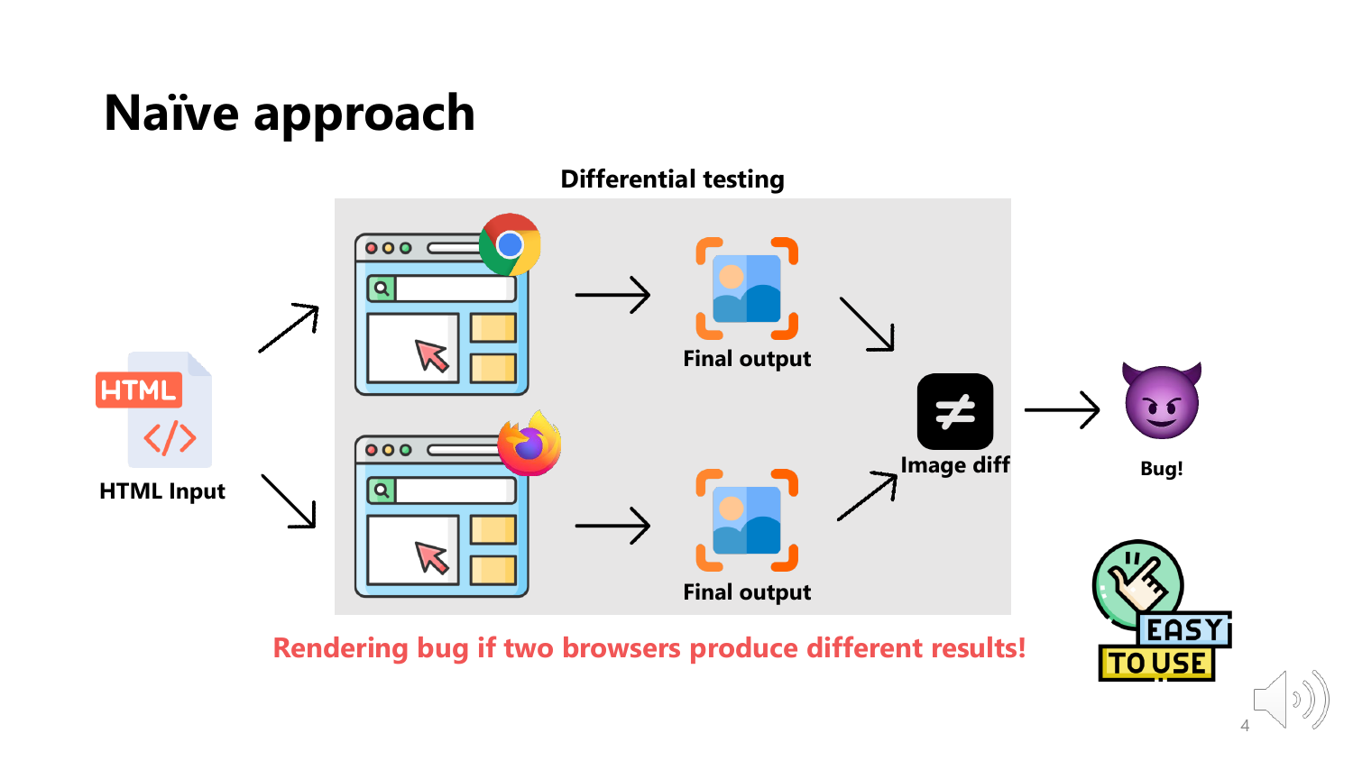# Naïve approach

**Differential testing**

HTML Input

Final output

Final output

Image diff

Bug!

**Rendering bug if two browsers produce different results!**

EASY TO USE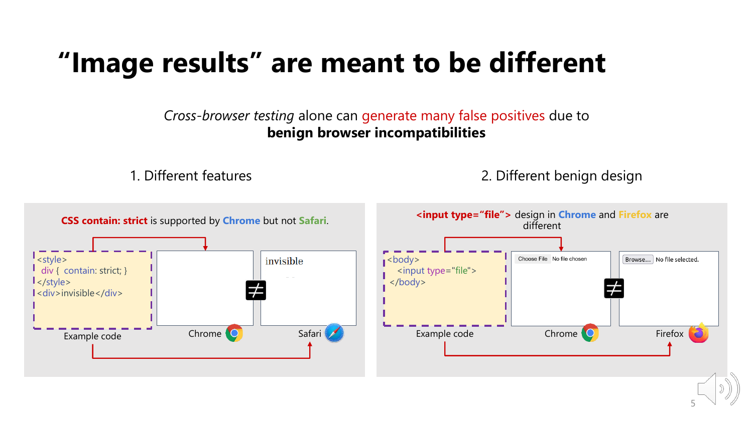# "Image results" are meant to be different

*Cross-browser testing* alone can generate many false positives due to **benign browser incompatibilities**

## 1. Different features

**CSS contain: strict** is supported by **Chrome** but not **Safari**.

Example code:

```
<style>
 div {  contain: strict; }
</style>
<div>invisible</div>
```

Chrome: (blank) ≠ Safari: invisible

## 2. Different benign design

**<input type="file">** design in **Chrome** and **Firefox** are different

Example code:

```
<body>
   <input type="file">
 </body>
```

Chrome: Choose File No file chosen ≠ Firefox: Browse... No file selected.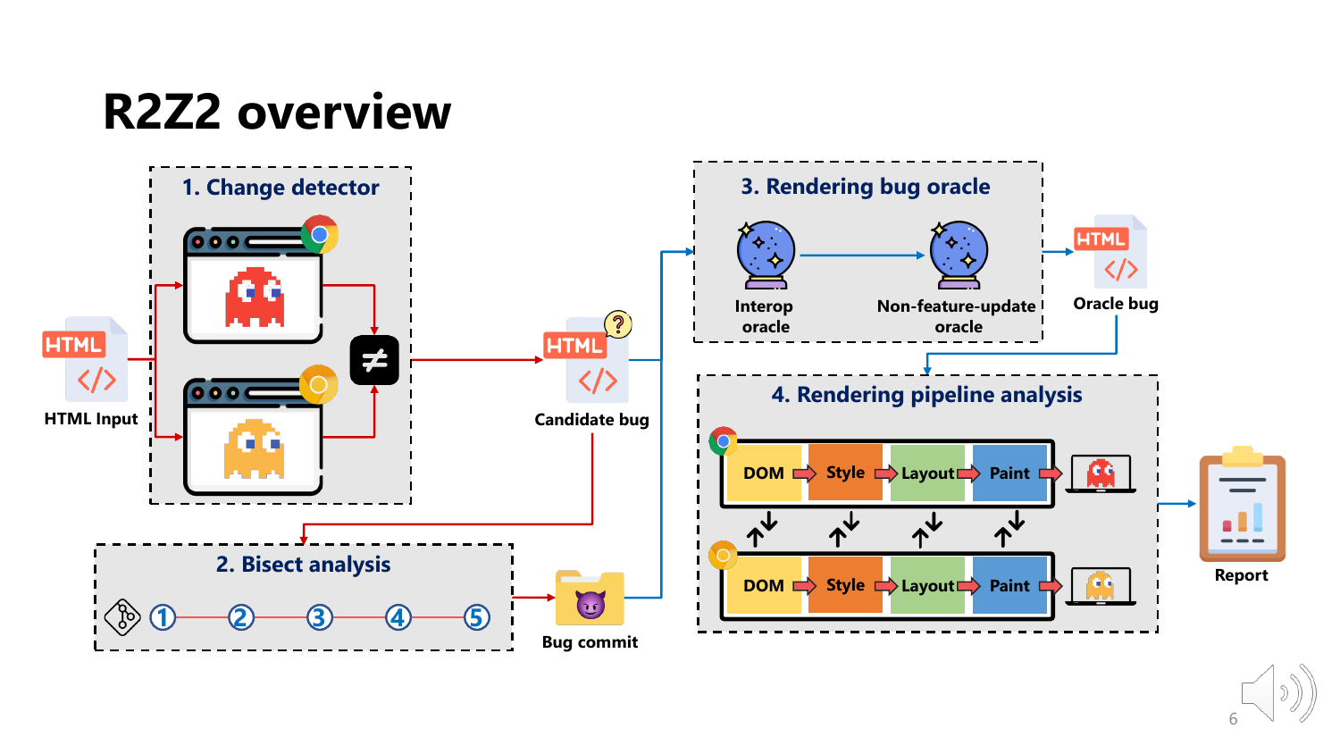# R2Z2 overview

## 1. Change detector

HTML Input

Candidate bug

## 2. Bisect analysis

① ② ③ ④ ⑤

Bug commit

## 3. Rendering bug oracle

Interop oracle

Non-feature-update oracle

Oracle bug

## 4. Rendering pipeline analysis

DOM → Style → Layout → Paint

DOM → Style → Layout → Paint

Report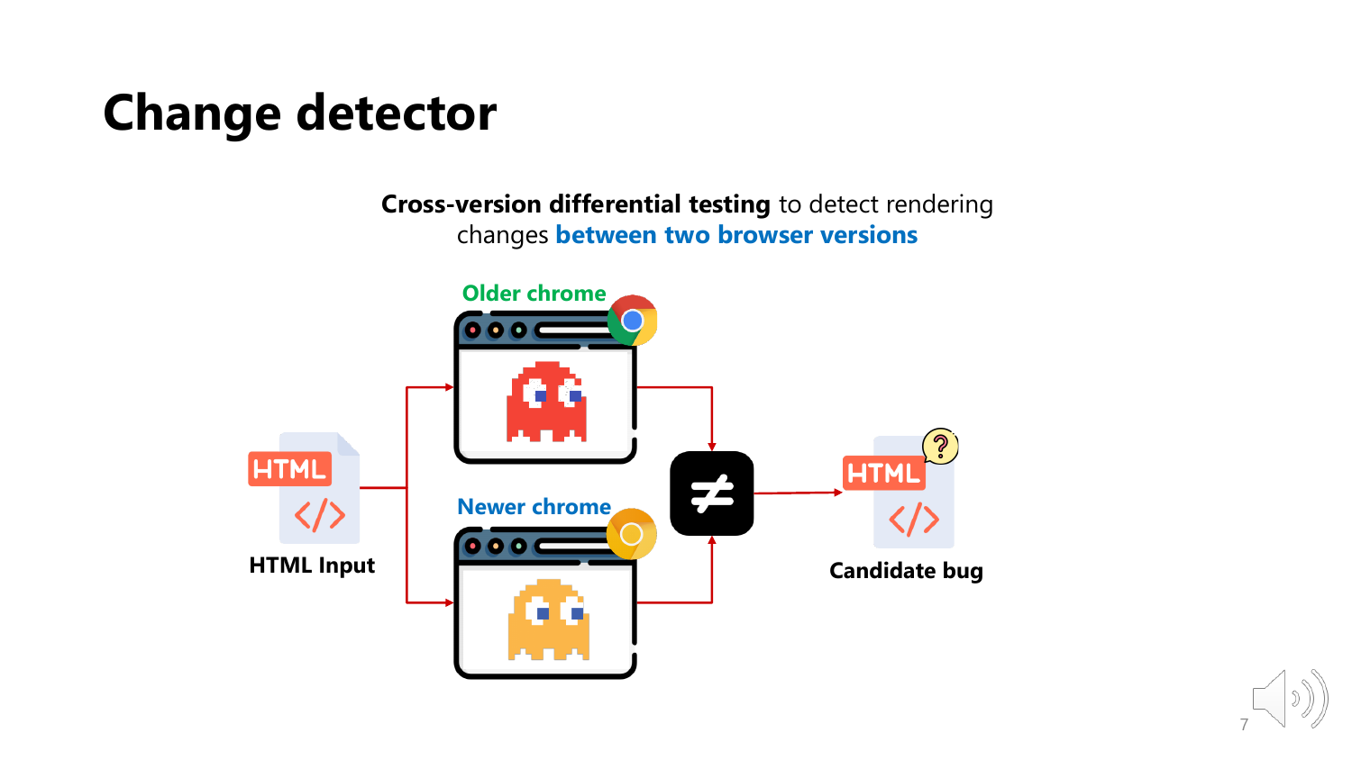# Change detector

**Cross-version differential testing** to detect rendering changes **between two browser versions**

Older chrome

Newer chrome

HTML Input

≠

Candidate bug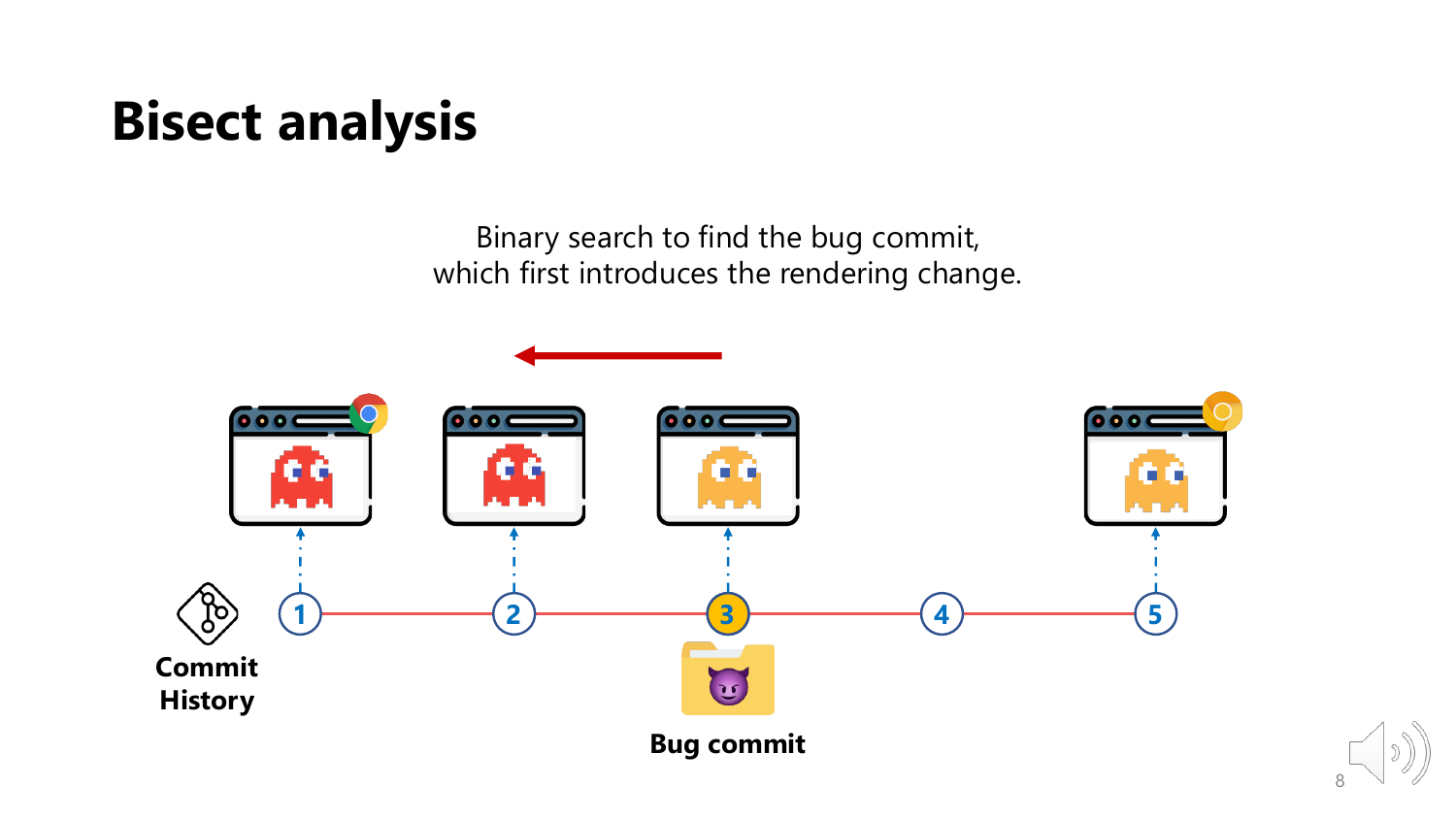# Bisect analysis

Binary search to find the bug commit,
which first introduces the rendering change.

Commit History

1 2 3 4 5

Bug commit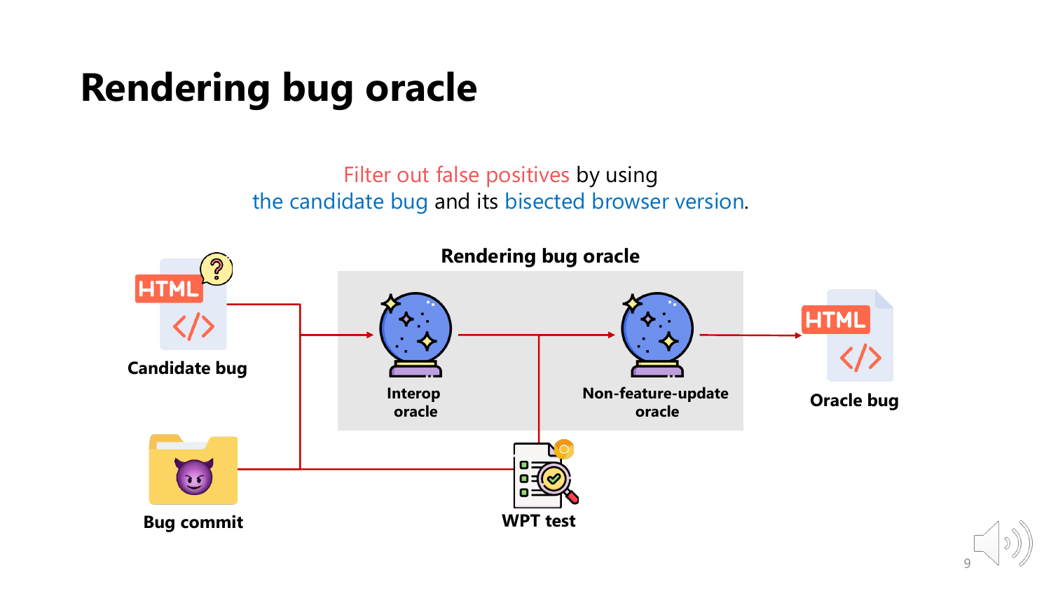# Rendering bug oracle

Filter out false positives by using the candidate bug and its bisected browser version.

**Rendering bug oracle**

**Candidate bug**

**Bug commit**

**Interop oracle**

**Non-feature-update oracle**

**WPT test**

**Oracle bug**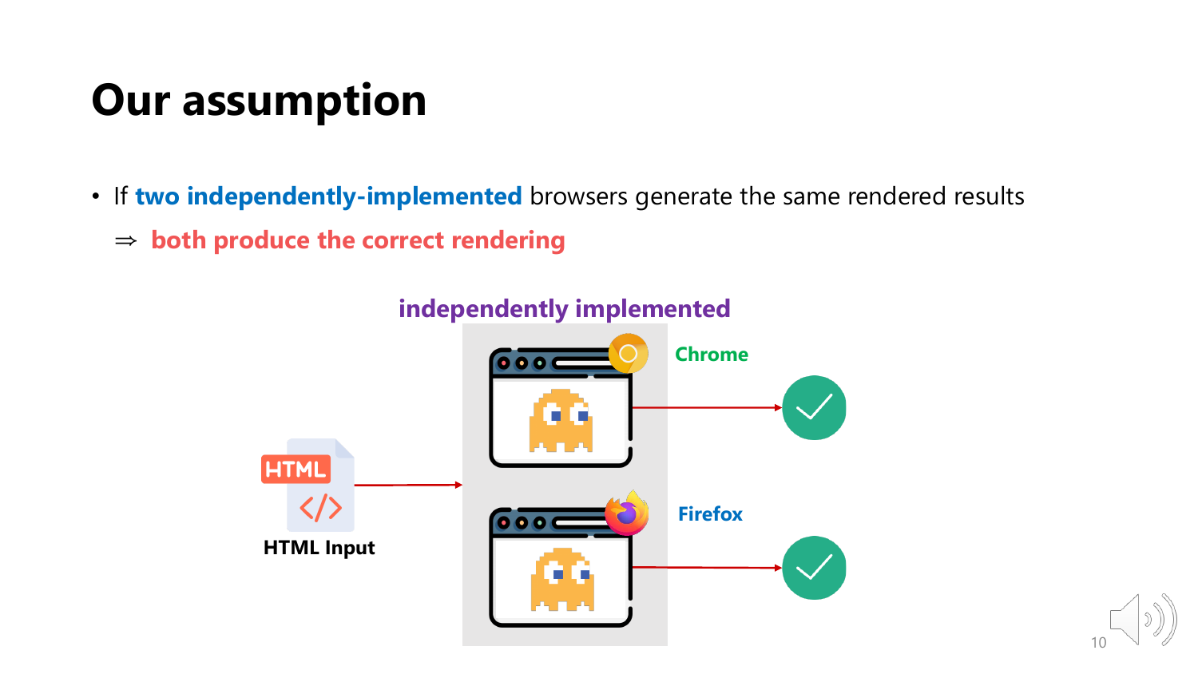# Our assumption

- If **two independently-implemented** browsers generate the same rendered results

  ⇒ **both produce the correct rendering**

independently implemented

Chrome

Firefox

HTML Input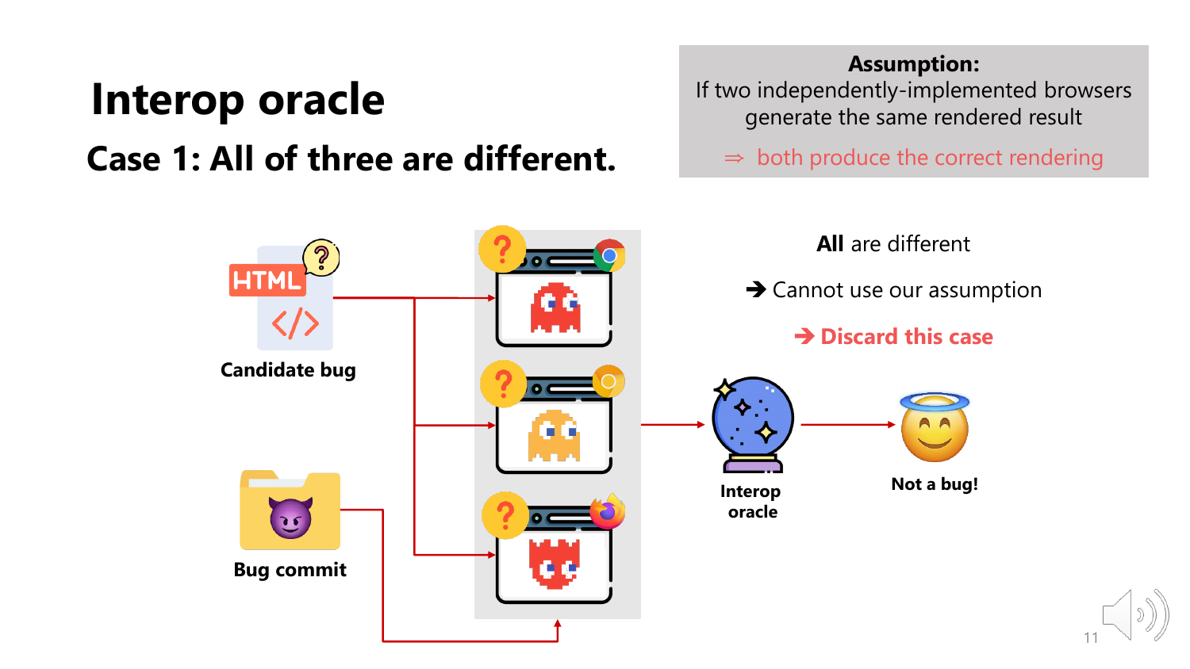# Interop oracle

## Case 1: All of three are different.

**Assumption:**
If two independently-implemented browsers generate the same rendered result
⇒ both produce the correct rendering

Candidate bug

Bug commit

Interop oracle

**All** are different

➔ Cannot use our assumption

**➔ Discard this case**

Not a bug!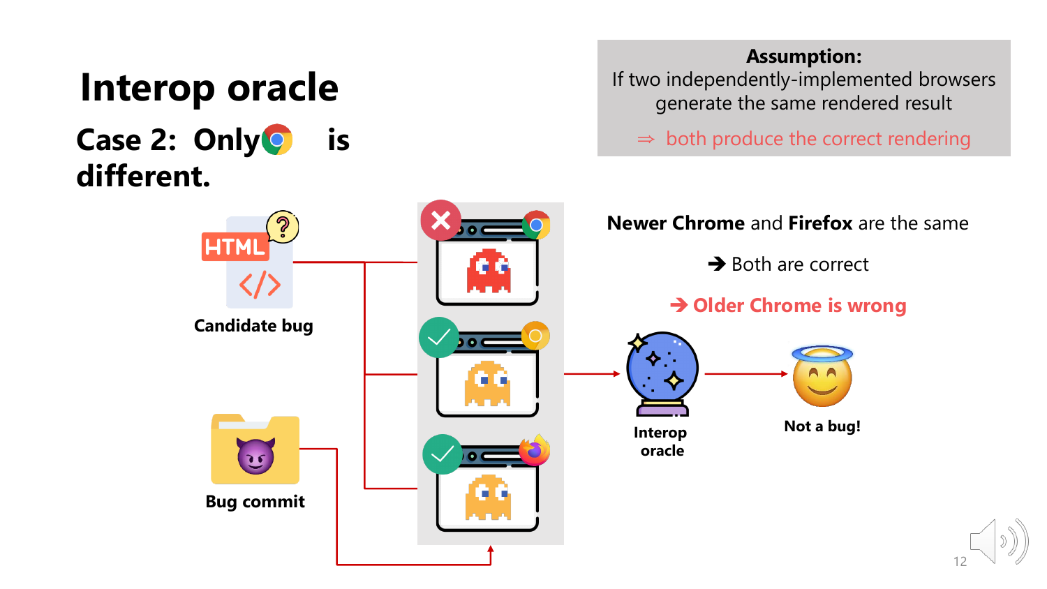# Interop oracle

## Case 2: Only Chrome is different.

**Assumption:**
If two independently-implemented browsers generate the same rendered result
⇒ both produce the correct rendering

Candidate bug

Bug commit

**Newer Chrome** and **Firefox** are the same

➔ Both are correct

**➔ Older Chrome is wrong**

Interop oracle

Not a bug!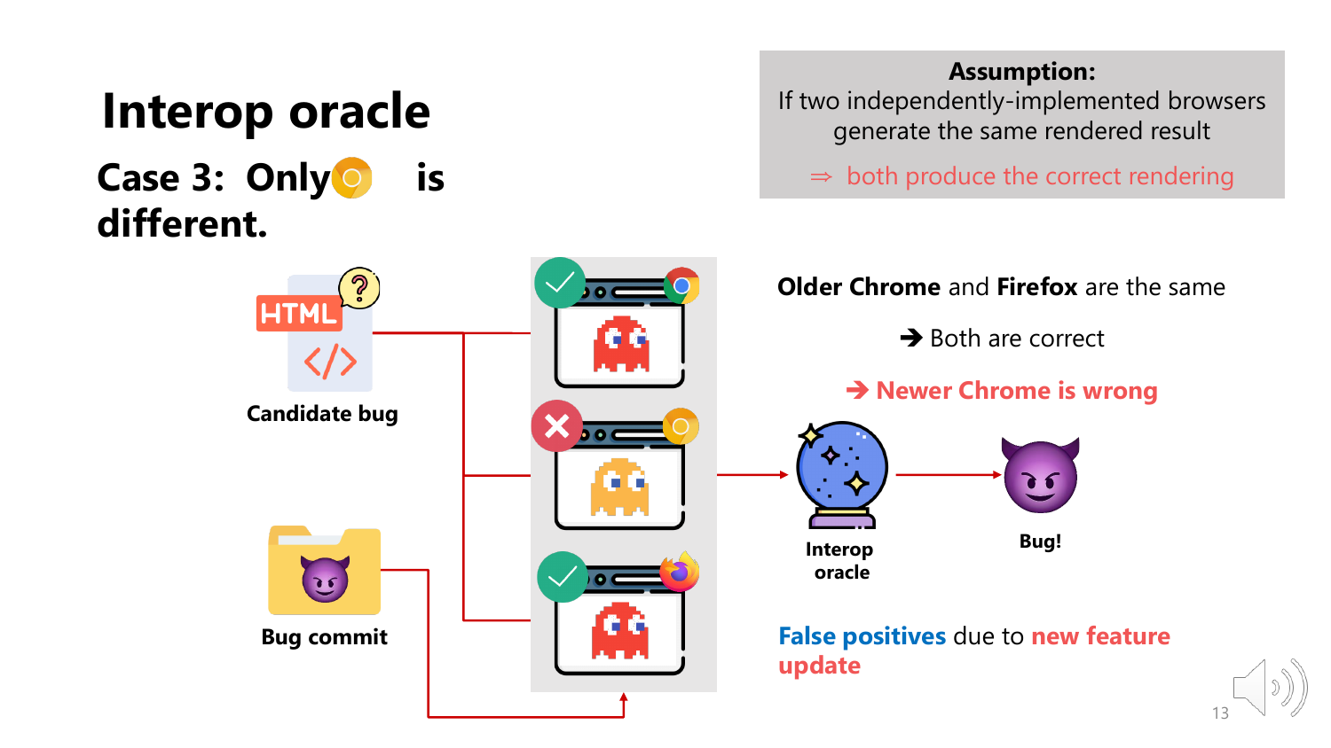# Interop oracle

## Case 3: Only is different.

**Assumption:**
If two independently-implemented browsers generate the same rendered result
⇒ both produce the correct rendering

Candidate bug

Bug commit

**Older Chrome** and **Firefox** are the same

➔ Both are correct

➔ **Newer Chrome is wrong**

Interop oracle

Bug!

**False positives** due to **new feature update**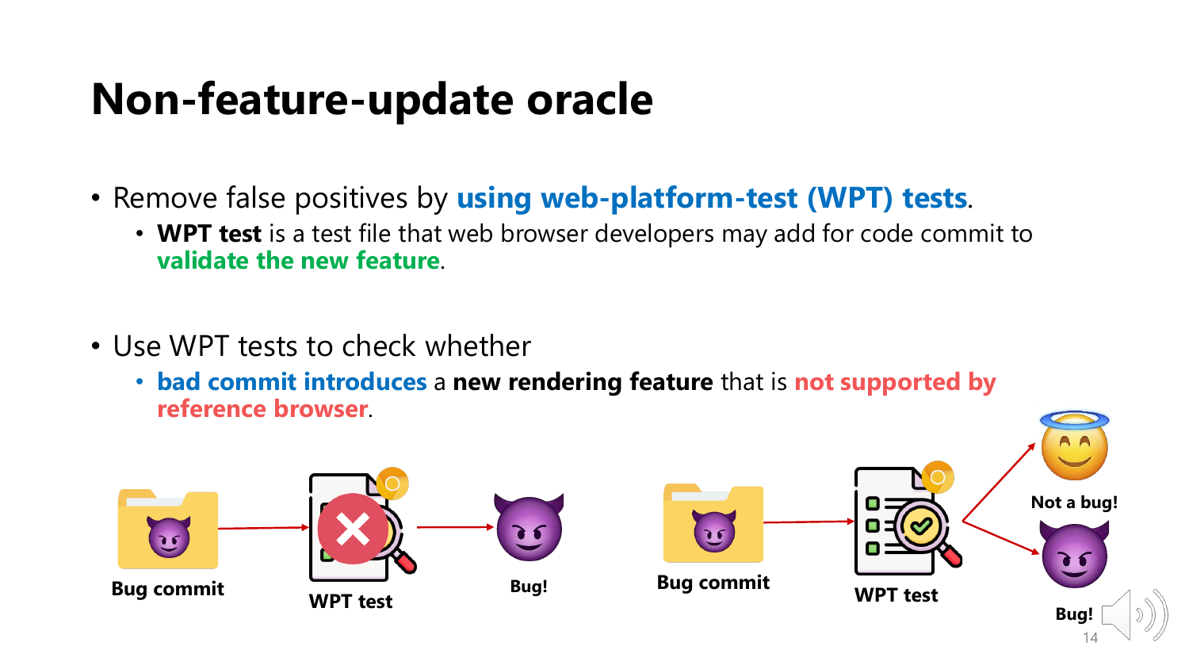# Non-feature-update oracle

- Remove false positives by **using web-platform-test (WPT) tests**.
  - **WPT test** is a test file that web browser developers may add for code commit to **validate the new feature**.

- Use WPT tests to check whether
  - **bad commit introduces** a **new rendering feature** that is **not supported by reference browser**.

Bug commit → WPT test → Bug!

Bug commit → WPT test → Not a bug! / Bug!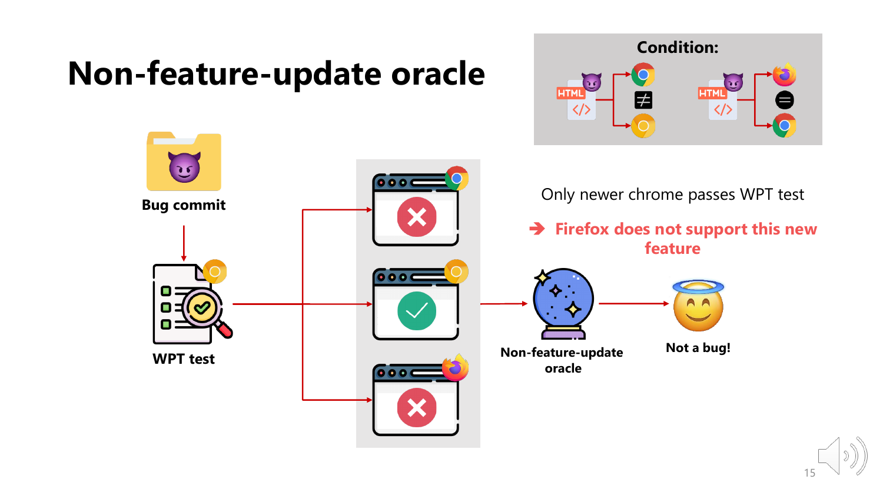# Non-feature-update oracle

**Condition:**

Bug commit

WPT test

Only newer chrome passes WPT test

➔ Firefox does not support this new feature

Non-feature-update oracle

Not a bug!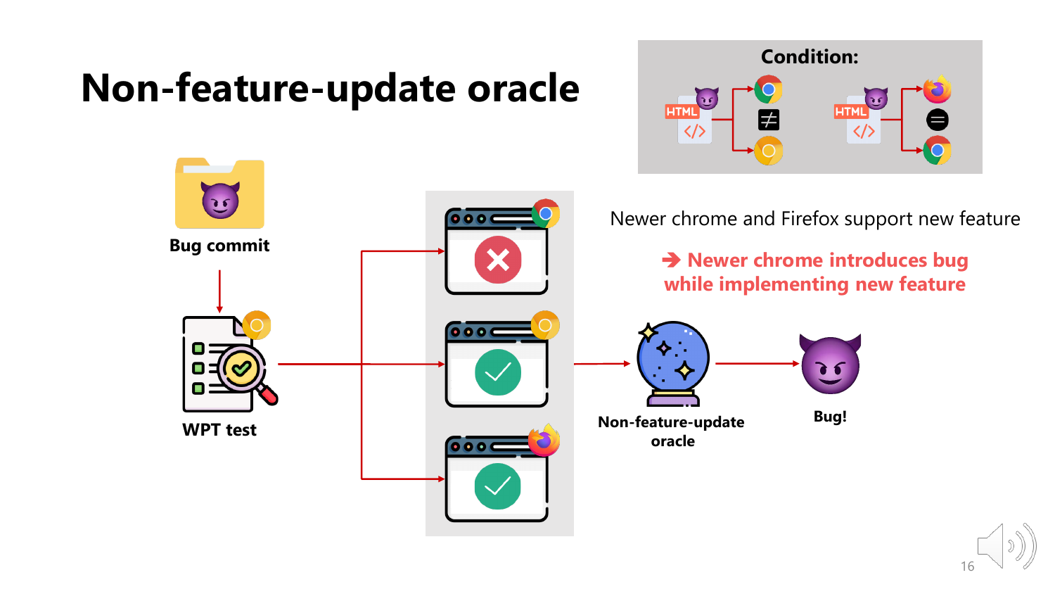# Non-feature-update oracle

Condition:

Bug commit

WPT test

Newer chrome and Firefox support new feature

➔ **Newer chrome introduces bug while implementing new feature**

Non-feature-update oracle

Bug!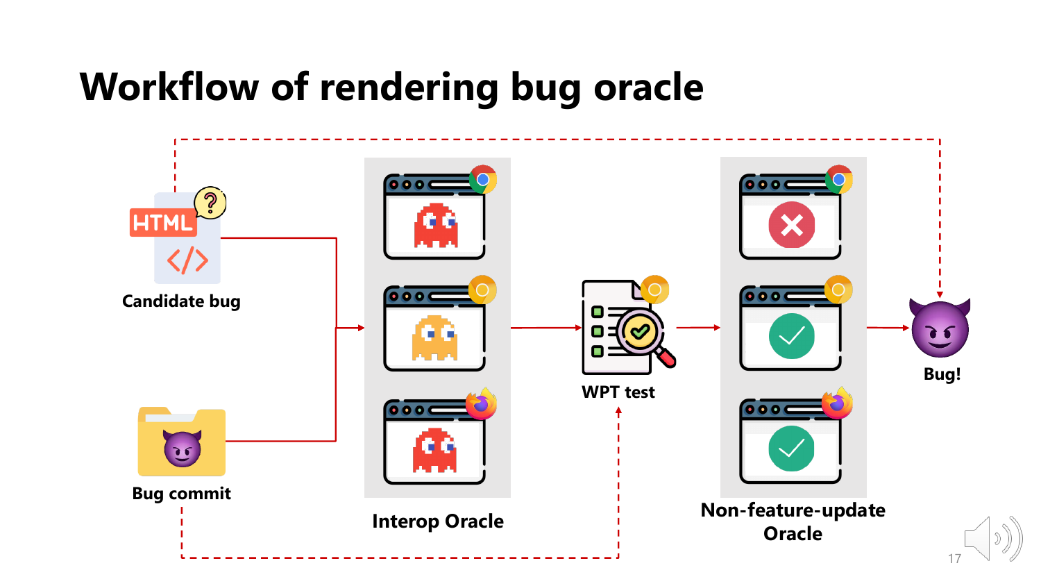# Workflow of rendering bug oracle

Candidate bug

Bug commit

Interop Oracle

WPT test

Non-feature-update Oracle

Bug!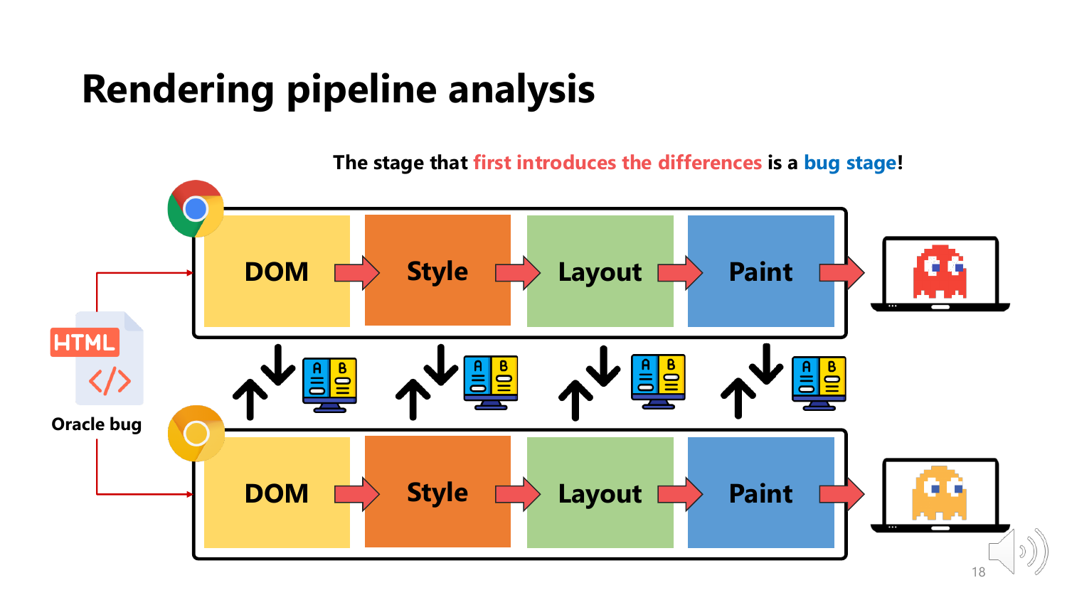# Rendering pipeline analysis

The stage that first introduces the differences is a bug stage!

DOM → Style → Layout → Paint

DOM → Style → Layout → Paint

HTML

Oracle bug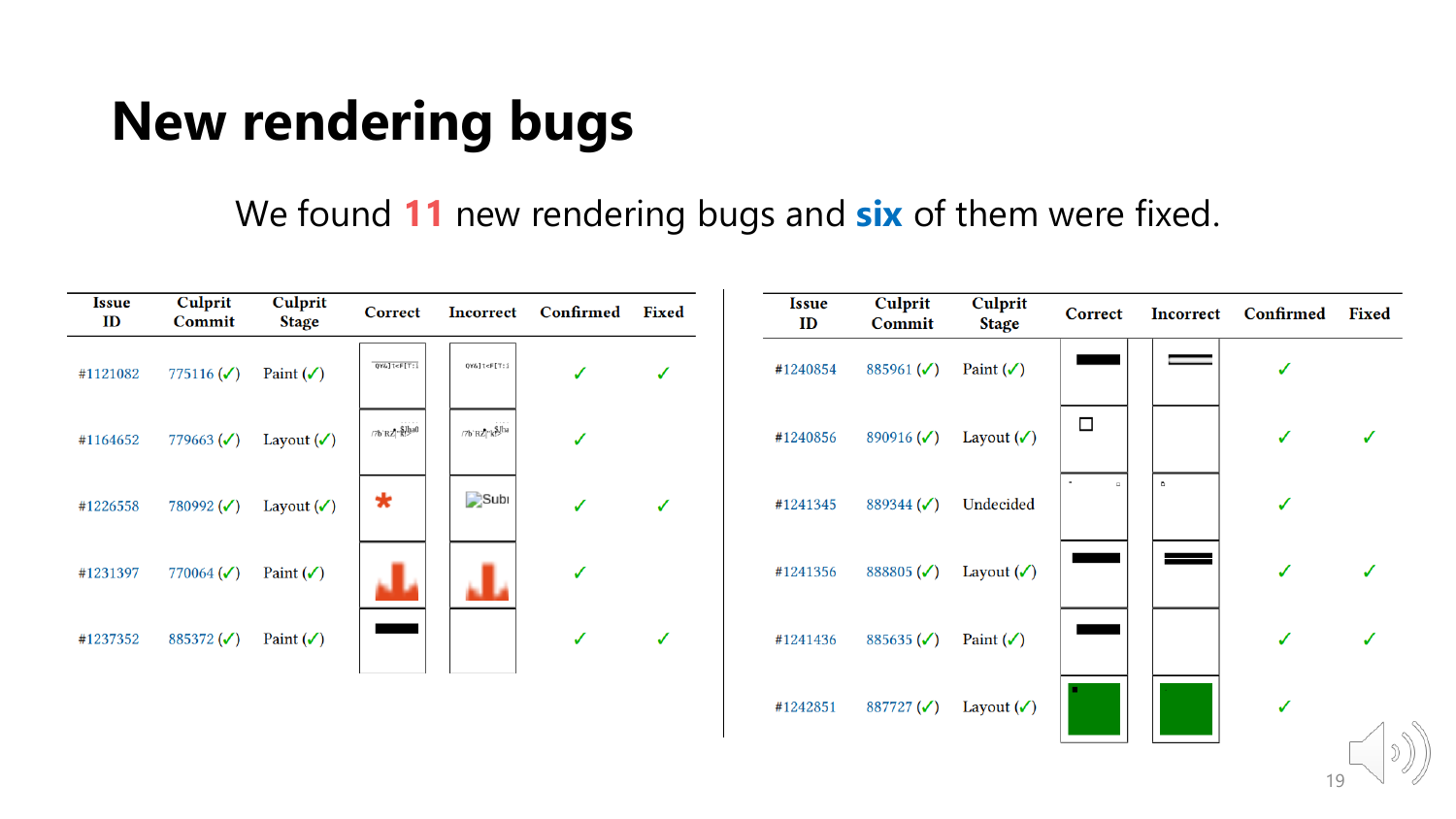# New rendering bugs

We found **11** new rendering bugs and **six** of them were fixed.

| Issue ID | Culprit Commit | Culprit Stage | Correct | Incorrect | Confirmed | Fixed |
|---|---|---|---|---|---|---|
| #1121082 | 775116 (✓) | Paint (✓) | | | ✓ | ✓ |
| #1164652 | 779663 (✓) | Layout (✓) | | | ✓ | |
| #1226558 | 780992 (✓) | Layout (✓) | | | ✓ | ✓ |
| #1231397 | 770064 (✓) | Paint (✓) | | | ✓ | |
| #1237352 | 885372 (✓) | Paint (✓) | | | ✓ | ✓ |

| Issue ID | Culprit Commit | Culprit Stage | Correct | Incorrect | Confirmed | Fixed |
|---|---|---|---|---|---|---|
| #1240854 | 885961 (✓) | Paint (✓) | | | ✓ | |
| #1240856 | 890916 (✓) | Layout (✓) | | | ✓ | ✓ |
| #1241345 | 889344 (✓) | Undecided | | | ✓ | |
| #1241356 | 888805 (✓) | Layout (✓) | | | ✓ | ✓ |
| #1241436 | 885635 (✓) | Paint (✓) | | | ✓ | ✓ |
| #1242851 | 887727 (✓) | Layout (✓) | | | ✓ | |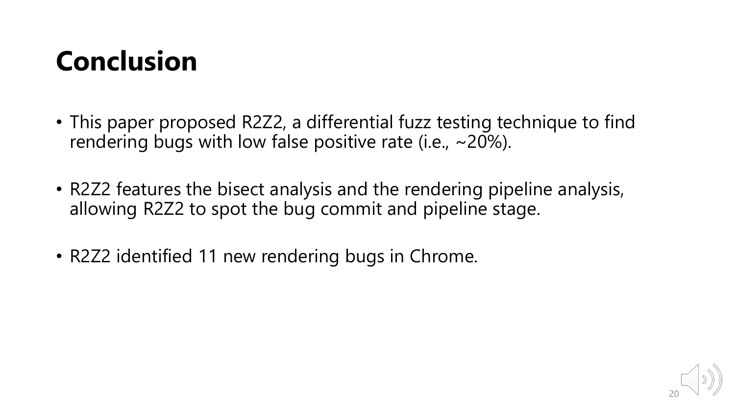# Conclusion

- This paper proposed R2Z2, a differential fuzz testing technique to find rendering bugs with low false positive rate (i.e., ~20%).
- R2Z2 features the bisect analysis and the rendering pipeline analysis, allowing R2Z2 to spot the bug commit and pipeline stage.
- R2Z2 identified 11 new rendering bugs in Chrome.